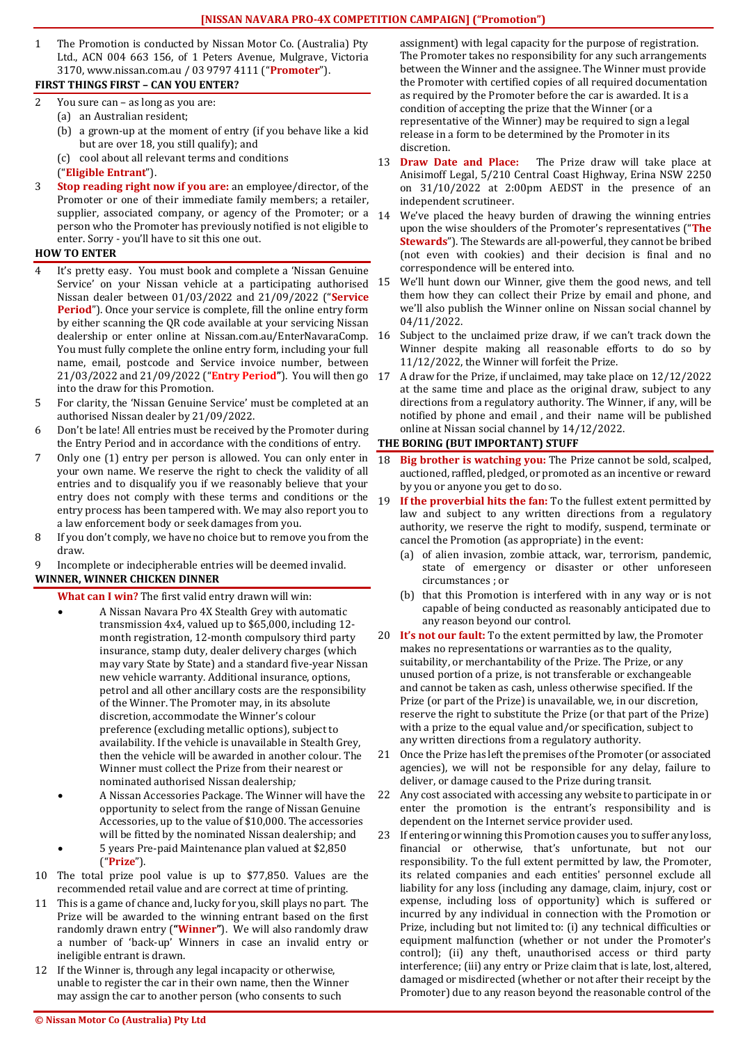# [NISSAN NAVARA PRO-4X COMPETITION CAMPAIGN] ("Promotion")

1 The Promotion is conducted by Nissan Motor Co. (Australia) Pty Ltd., ACN 004 663 156, of 1 Peters Avenue, Mulgrave, Victoria 3170, www.nissan.com.au / 03 9797 4111 ("**Promoter**").

## FIRST THINGS FIRST – CAN YOU ENTER?

2 You sure can – as long as you are:
   (a) an Australian resident;
   (b) a grown-up at the moment of entry (if you behave like a kid but are over 18, you still qualify); and
   (c) cool about all relevant terms and conditions
   ("**Eligible Entrant**").

3 **Stop reading right now if you are:** an employee/director, of the Promoter or one of their immediate family members; a retailer, supplier, associated company, or agency of the Promoter; or a person who the Promoter has previously notified is not eligible to enter. Sorry - you'll have to sit this one out.

## HOW TO ENTER

4 It's pretty easy. You must book and complete a 'Nissan Genuine Service' on your Nissan vehicle at a participating authorised Nissan dealer between 01/03/2022 and 21/09/2022 ("**Service Period**"). Once your service is complete, fill the online entry form by either scanning the QR code available at your servicing Nissan dealership or enter online at Nissan.com.au/EnterNavaraComp. You must fully complete the online entry form, including your full name, email, postcode and Service invoice number, between 21/03/2022 and 21/09/2022 ("**Entry Period**"). You will then go into the draw for this Promotion.

5 For clarity, the 'Nissan Genuine Service' must be completed at an authorised Nissan dealer by 21/09/2022.

6 Don't be late! All entries must be received by the Promoter during the Entry Period and in accordance with the conditions of entry.

7 Only one (1) entry per person is allowed. You can only enter in your own name. We reserve the right to check the validity of all entries and to disqualify you if we reasonably believe that your entry does not comply with these terms and conditions or the entry process has been tampered with. We may also report you to a law enforcement body or seek damages from you.

8 If you don't comply, we have no choice but to remove you from the draw.

9 Incomplete or indecipherable entries will be deemed invalid.

## WINNER, WINNER CHICKEN DINNER

**What can I win?** The first valid entry drawn will win:

- A Nissan Navara Pro 4X Stealth Grey with automatic transmission 4x4, valued up to $65,000, including 12-month registration, 12-month compulsory third party insurance, stamp duty, dealer delivery charges (which may vary State by State) and a standard five-year Nissan new vehicle warranty. Additional insurance, options, petrol and all other ancillary costs are the responsibility of the Winner. The Promoter may, in its absolute discretion, accommodate the Winner's colour preference (excluding metallic options), subject to availability. If the vehicle is unavailable in Stealth Grey, then the vehicle will be awarded in another colour. The Winner must collect the Prize from their nearest or nominated authorised Nissan dealership;
- A Nissan Accessories Package. The Winner will have the opportunity to select from the range of Nissan Genuine Accessories, up to the value of $10,000. The accessories will be fitted by the nominated Nissan dealership; and
- 5 years Pre-paid Maintenance plan valued at $2,850 ("**Prize**").

10 The total prize pool value is up to $77,850. Values are the recommended retail value and are correct at time of printing.

11 This is a game of chance and, lucky for you, skill plays no part. The Prize will be awarded to the winning entrant based on the first randomly drawn entry (**"Winner"**). We will also randomly draw a number of 'back-up' Winners in case an invalid entry or ineligible entrant is drawn.

12 If the Winner is, through any legal incapacity or otherwise, unable to register the car in their own name, then the Winner may assign the car to another person (who consents to such assignment) with legal capacity for the purpose of registration. The Promoter takes no responsibility for any such arrangements between the Winner and the assignee. The Winner must provide the Promoter with certified copies of all required documentation as required by the Promoter before the car is awarded. It is a condition of accepting the prize that the Winner (or a representative of the Winner) may be required to sign a legal release in a form to be determined by the Promoter in its discretion.

13 **Draw Date and Place:** The Prize draw will take place at Anisimoff Legal, 5/210 Central Coast Highway, Erina NSW 2250 on 31/10/2022 at 2:00pm AEDST in the presence of an independent scrutineer.

14 We've placed the heavy burden of drawing the winning entries upon the wise shoulders of the Promoter's representatives ("**The Stewards**"). The Stewards are all-powerful, they cannot be bribed (not even with cookies) and their decision is final and no correspondence will be entered into.

15 We'll hunt down our Winner, give them the good news, and tell them how they can collect their Prize by email and phone, and we'll also publish the Winner online on Nissan social channel by 04/11/2022.

16 Subject to the unclaimed prize draw, if we can't track down the Winner despite making all reasonable efforts to do so by 11/12/2022, the Winner will forfeit the Prize.

17 A draw for the Prize, if unclaimed, may take place on 12/12/2022 at the same time and place as the original draw, subject to any directions from a regulatory authority. The Winner, if any, will be notified by phone and email , and their name will be published online at Nissan social channel by 14/12/2022.

## THE BORING (BUT IMPORTANT) STUFF

18 **Big brother is watching you:** The Prize cannot be sold, scalped, auctioned, raffled, pledged, or promoted as an incentive or reward by you or anyone you get to do so.

19 **If the proverbial hits the fan:** To the fullest extent permitted by law and subject to any written directions from a regulatory authority, we reserve the right to modify, suspend, terminate or cancel the Promotion (as appropriate) in the event:
   (a) of alien invasion, zombie attack, war, terrorism, pandemic, state of emergency or disaster or other unforeseen circumstances ; or
   (b) that this Promotion is interfered with in any way or is not capable of being conducted as reasonably anticipated due to any reason beyond our control.

20 **It's not our fault:** To the extent permitted by law, the Promoter makes no representations or warranties as to the quality, suitability, or merchantability of the Prize. The Prize, or any unused portion of a prize, is not transferable or exchangeable and cannot be taken as cash, unless otherwise specified. If the Prize (or part of the Prize) is unavailable, we, in our discretion, reserve the right to substitute the Prize (or that part of the Prize) with a prize to the equal value and/or specification, subject to any written directions from a regulatory authority.

21 Once the Prize has left the premises of the Promoter (or associated agencies), we will not be responsible for any delay, failure to deliver, or damage caused to the Prize during transit.

22 Any cost associated with accessing any website to participate in or enter the promotion is the entrant's responsibility and is dependent on the Internet service provider used.

23 If entering or winning this Promotion causes you to suffer any loss, financial or otherwise, that's unfortunate, but not our responsibility. To the full extent permitted by law, the Promoter, its related companies and each entities' personnel exclude all liability for any loss (including any damage, claim, injury, cost or expense, including loss of opportunity) which is suffered or incurred by any individual in connection with the Promotion or Prize, including but not limited to: (i) any technical difficulties or equipment malfunction (whether or not under the Promoter's control); (ii) any theft, unauthorised access or third party interference; (iii) any entry or Prize claim that is late, lost, altered, damaged or misdirected (whether or not after their receipt by the Promoter) due to any reason beyond the reasonable control of the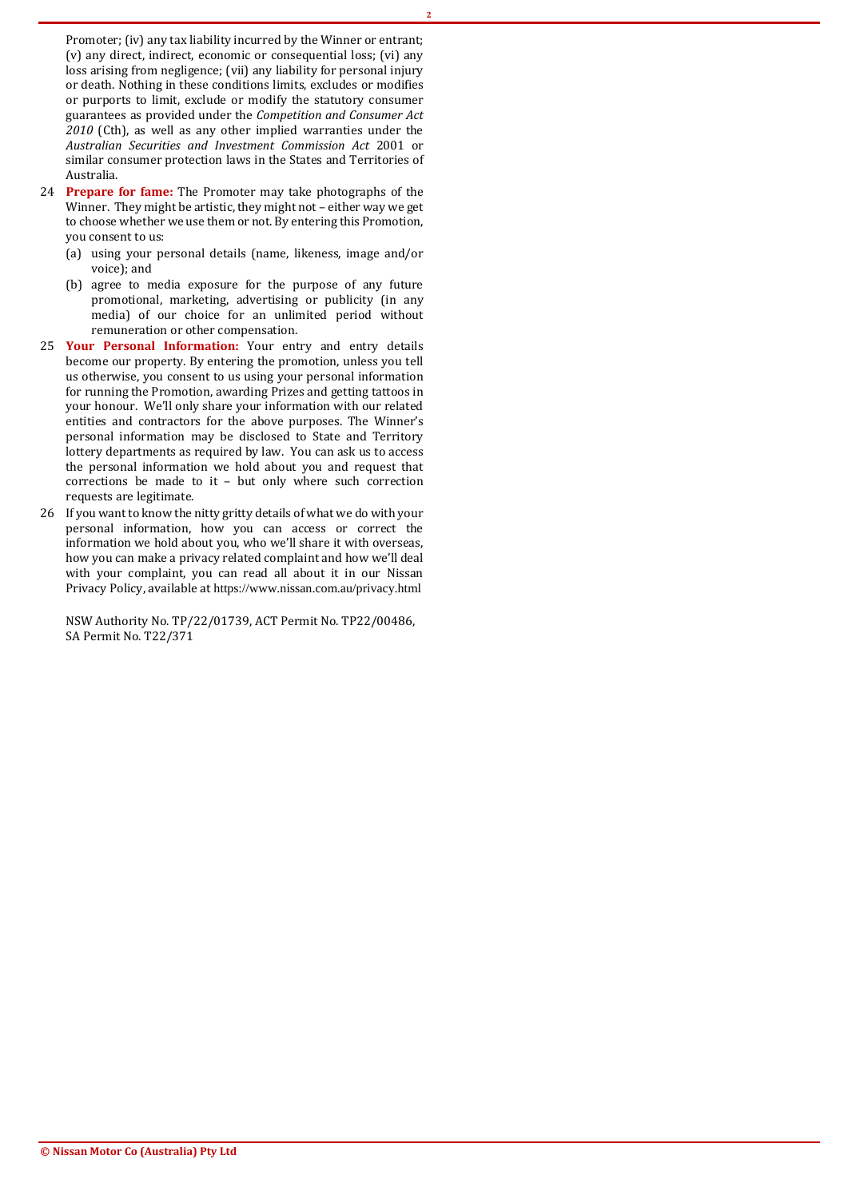Promoter; (iv) any tax liability incurred by the Winner or entrant; (v) any direct, indirect, economic or consequential loss; (vi) any loss arising from negligence; (vii) any liability for personal injury or death. Nothing in these conditions limits, excludes or modifies or purports to limit, exclude or modify the statutory consumer guarantees as provided under the *Competition and Consumer Act 2010* (Cth), as well as any other implied warranties under the *Australian Securities and Investment Commission Act* 2001 or similar consumer protection laws in the States and Territories of Australia.

24 **Prepare for fame:** The Promoter may take photographs of the Winner. They might be artistic, they might not – either way we get to choose whether we use them or not. By entering this Promotion, you consent to us:

   (a) using your personal details (name, likeness, image and/or voice); and

   (b) agree to media exposure for the purpose of any future promotional, marketing, advertising or publicity (in any media) of our choice for an unlimited period without remuneration or other compensation.

25 **Your Personal Information:** Your entry and entry details become our property. By entering the promotion, unless you tell us otherwise, you consent to us using your personal information for running the Promotion, awarding Prizes and getting tattoos in your honour. We'll only share your information with our related entities and contractors for the above purposes. The Winner's personal information may be disclosed to State and Territory lottery departments as required by law. You can ask us to access the personal information we hold about you and request that corrections be made to it – but only where such correction requests are legitimate.

26 If you want to know the nitty gritty details of what we do with your personal information, how you can access or correct the information we hold about you, who we'll share it with overseas, how you can make a privacy related complaint and how we'll deal with your complaint, you can read all about it in our Nissan Privacy Policy, available at https://www.nissan.com.au/privacy.html

NSW Authority No. TP/22/01739, ACT Permit No. TP22/00486, SA Permit No. T22/371

**© Nissan Motor Co (Australia) Pty Ltd**